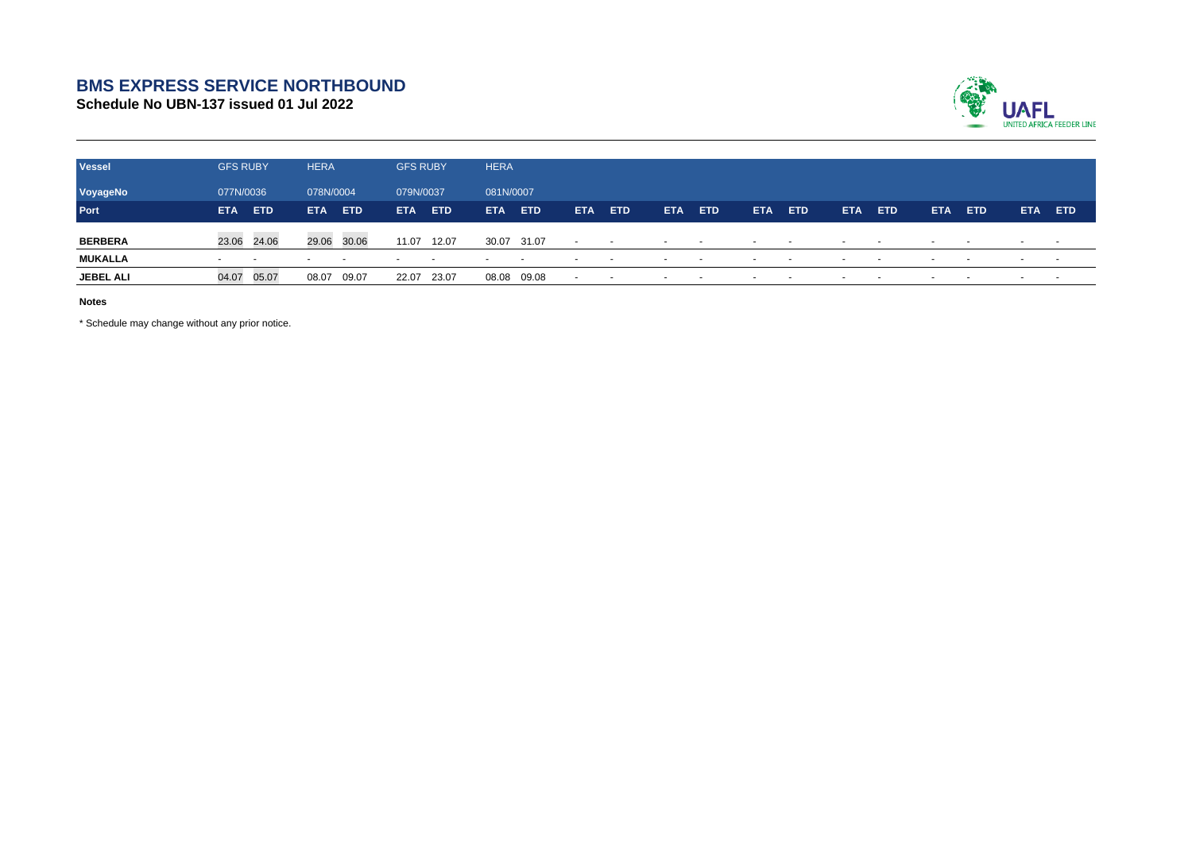# BMS EXPRESS SERVICE NORTHBOUND

## Schedule No UBN-137 issued 01 Jul 2022

UAFL UNITED AFRICA FEEDER LINE

| Vessel | GFS RUBY | | HERA | | GFS RUBY | | HERA | | | | | | | | | | | | | |
|---|---|---|---|---|---|---|---|---|---|---|---|---|---|---|---|---|---|---|---|---|
| VoyageNo | 077N/0036 | | 078N/0004 | | 079N/0037 | | 081N/0007 | | | | | | | | | | | | | |
| Port | ETA | ETD | ETA | ETD | ETA | ETD | ETA | ETD | ETA | ETD | ETA | ETD | ETA | ETD | ETA | ETD | ETA | ETD | ETA | ETD |
| BERBERA | 23.06 | 24.06 | 29.06 | 30.06 | 11.07 | 12.07 | 30.07 | 31.07 | - | - | - | - | - | - | - | - | - | - | - | - |
| MUKALLA | - | - | - | - | - | - | - | - | - | - | - | - | - | - | - | - | - | - | - | - |
| JEBEL ALI | 04.07 | 05.07 | 08.07 | 09.07 | 22.07 | 23.07 | 08.08 | 09.08 | - | - | - | - | - | - | - | - | - | - | - | - |

**Notes**

* Schedule may change without any prior notice.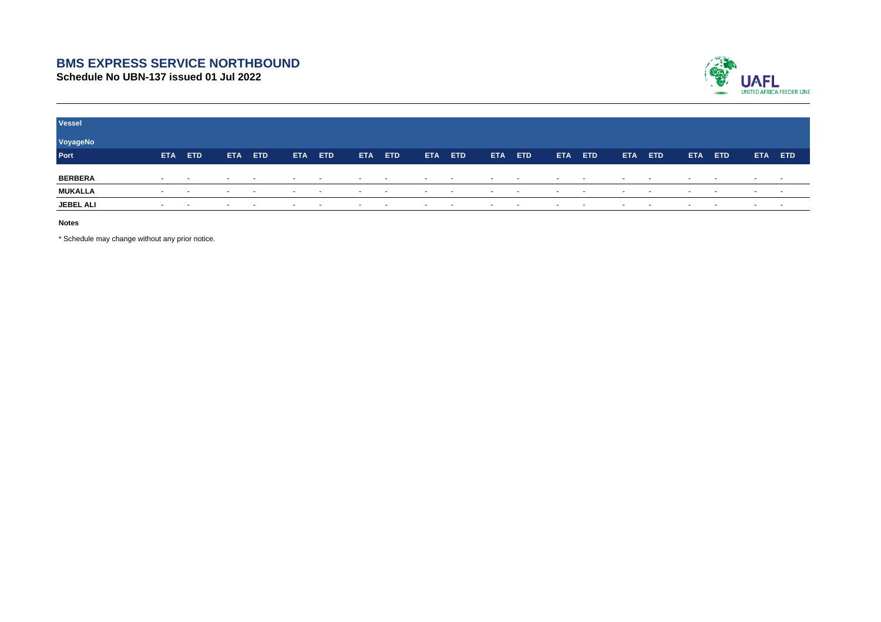# BMS EXPRESS SERVICE NORTHBOUND

**Schedule No UBN-137 issued 01 Jul 2022**

UAFL
UNITED AFRICA FEEDER LINE

| Vessel | | | | | | | | | | | | | | | | | | | | |
|---|---|---|---|---|---|---|---|---|---|---|---|---|---|---|---|---|---|---|---|---|
| **VoyageNo** | | | | | | | | | | | | | | | | | | | | |
| **Port** | **ETA** | **ETD** | **ETA** | **ETD** | **ETA** | **ETD** | **ETA** | **ETD** | **ETA** | **ETD** | **ETA** | **ETD** | **ETA** | **ETD** | **ETA** | **ETD** | **ETA** | **ETD** | **ETA** | **ETD** |
| **BERBERA** | - | - | - | - | - | - | - | - | - | - | - | - | - | - | - | - | - | - | - | - |
| **MUKALLA** | - | - | - | - | - | - | - | - | - | - | - | - | - | - | - | - | - | - | - | - |
| **JEBEL ALI** | - | - | - | - | - | - | - | - | - | - | - | - | - | - | - | - | - | - | - | - |

**Notes**

* Schedule may change without any prior notice.